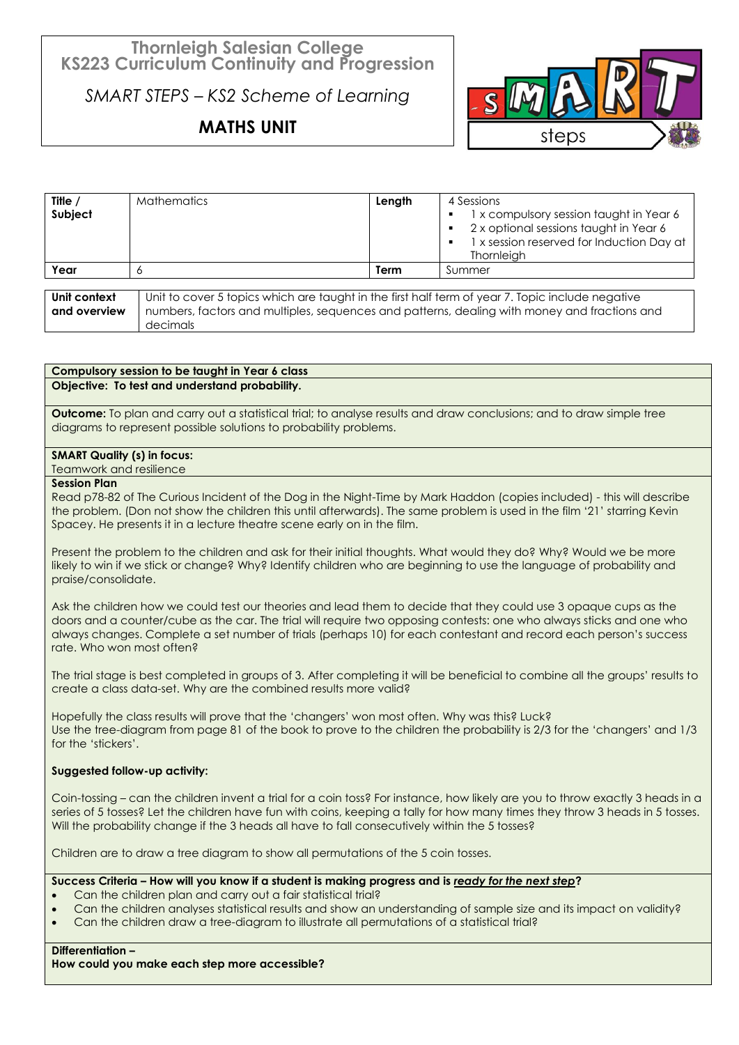# Thornleigh Salesian College
## KS223 Curriculum Continuity and Progression

*SMART STEPS – KS2 Scheme of Learning*

**MATHS UNIT**

| **Title / Subject** | Mathematics | **Length** | 4 Sessions<br>▪ 1 x compulsory session taught in Year 6<br>▪ 2 x optional sessions taught in Year 6<br>▪ 1 x session reserved for Induction Day at Thornleigh |
|---|---|---|---|
| **Year** | 6 | **Term** | Summer |

| **Unit context and overview** | Unit to cover 5 topics which are taught in the first half term of year 7. Topic include negative numbers, factors and multiples, sequences and patterns, dealing with money and fractions and decimals |
|---|---|

**Compulsory session to be taught in Year 6 class**

**Objective: To test and understand probability.**

**Outcome:** To plan and carry out a statistical trial; to analyse results and draw conclusions; and to draw simple tree diagrams to represent possible solutions to probability problems.

**SMART Quality (s) in focus:**
Teamwork and resilience

**Session Plan**

Read p78-82 of The Curious Incident of the Dog in the Night-Time by Mark Haddon (copies included) - this will describe the problem. (Don not show the children this until afterwards). The same problem is used in the film '21' starring Kevin Spacey. He presents it in a lecture theatre scene early on in the film.

Present the problem to the children and ask for their initial thoughts. What would they do? Why? Would we be more likely to win if we stick or change? Why? Identify children who are beginning to use the language of probability and praise/consolidate.

Ask the children how we could test our theories and lead them to decide that they could use 3 opaque cups as the doors and a counter/cube as the car. The trial will require two opposing contests: one who always sticks and one who always changes. Complete a set number of trials (perhaps 10) for each contestant and record each person's success rate. Who won most often?

The trial stage is best completed in groups of 3. After completing it will be beneficial to combine all the groups' results to create a class data-set. Why are the combined results more valid?

Hopefully the class results will prove that the 'changers' won most often. Why was this? Luck?
Use the tree-diagram from page 81 of the book to prove to the children the probability is 2/3 for the 'changers' and 1/3 for the 'stickers'.

**Suggested follow-up activity:**

Coin-tossing – can the children invent a trial for a coin toss? For instance, how likely are you to throw exactly 3 heads in a series of 5 tosses? Let the children have fun with coins, keeping a tally for how many times they throw 3 heads in 5 tosses. Will the probability change if the 3 heads all have to fall consecutively within the 5 tosses?

Children are to draw a tree diagram to show all permutations of the 5 coin tosses.

**Success Criteria – How will you know if a student is making progress and is *ready for the next step*?**

- Can the children plan and carry out a fair statistical trial?
- Can the children analyses statistical results and show an understanding of sample size and its impact on validity?
- Can the children draw a tree-diagram to illustrate all permutations of a statistical trial?

**Differentiation –**
**How could you make each step more accessible?**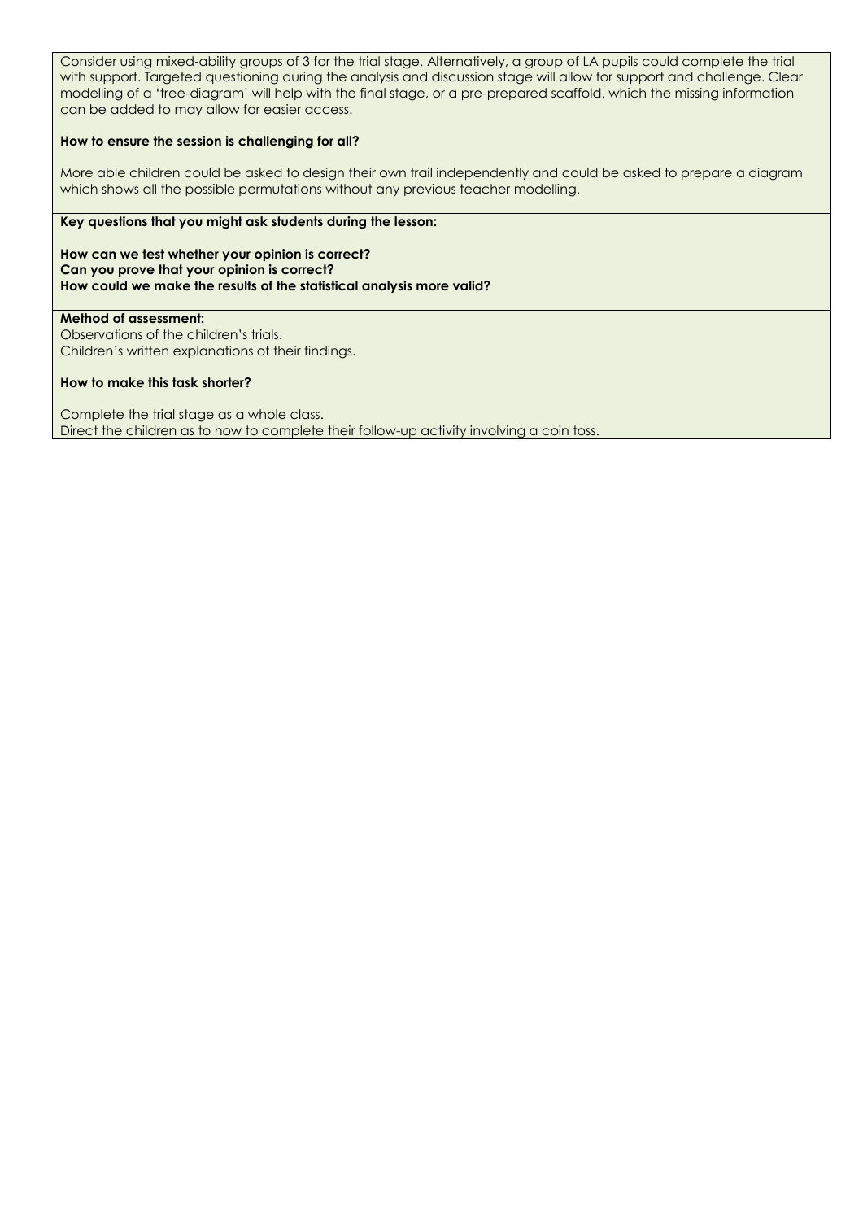Consider using mixed-ability groups of 3 for the trial stage. Alternatively, a group of LA pupils could complete the trial with support. Targeted questioning during the analysis and discussion stage will allow for support and challenge. Clear modelling of a 'tree-diagram' will help with the final stage, or a pre-prepared scaffold, which the missing information can be added to may allow for easier access.

**How to ensure the session is challenging for all?**

More able children could be asked to design their own trail independently and could be asked to prepare a diagram which shows all the possible permutations without any previous teacher modelling.

**Key questions that you might ask students during the lesson:**

**How can we test whether your opinion is correct?**
**Can you prove that your opinion is correct?**
**How could we make the results of the statistical analysis more valid?**

**Method of assessment:**
Observations of the children's trials.
Children's written explanations of their findings.

**How to make this task shorter?**

Complete the trial stage as a whole class.
Direct the children as to how to complete their follow-up activity involving a coin toss.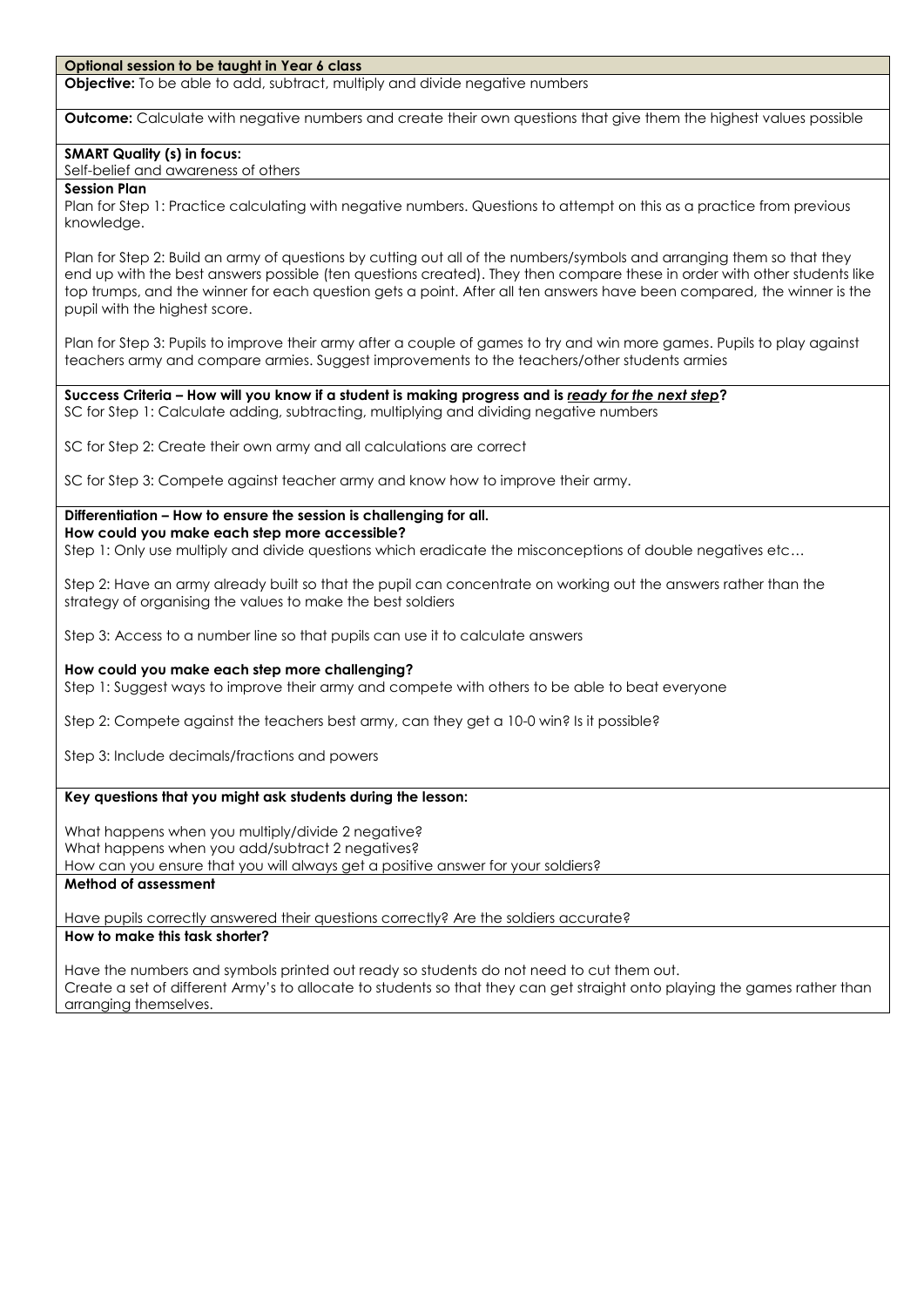**Optional session to be taught in Year 6 class**

**Objective:** To be able to add, subtract, multiply and divide negative numbers

**Outcome:** Calculate with negative numbers and create their own questions that give them the highest values possible

**SMART Quality (s) in focus:**
Self-belief and awareness of others

**Session Plan**

Plan for Step 1: Practice calculating with negative numbers. Questions to attempt on this as a practice from previous knowledge.

Plan for Step 2: Build an army of questions by cutting out all of the numbers/symbols and arranging them so that they end up with the best answers possible (ten questions created). They then compare these in order with other students like top trumps, and the winner for each question gets a point. After all ten answers have been compared, the winner is the pupil with the highest score.

Plan for Step 3: Pupils to improve their army after a couple of games to try and win more games. Pupils to play against teachers army and compare armies. Suggest improvements to the teachers/other students armies

**Success Criteria – How will you know if a student is making progress and is *__ready for the next step__*?**

SC for Step 1: Calculate adding, subtracting, multiplying and dividing negative numbers

SC for Step 2: Create their own army and all calculations are correct

SC for Step 3: Compete against teacher army and know how to improve their army.

**Differentiation – How to ensure the session is challenging for all.**
**How could you make each step more accessible?**

Step 1: Only use multiply and divide questions which eradicate the misconceptions of double negatives etc…

Step 2: Have an army already built so that the pupil can concentrate on working out the answers rather than the strategy of organising the values to make the best soldiers

Step 3: Access to a number line so that pupils can use it to calculate answers

**How could you make each step more challenging?**

Step 1: Suggest ways to improve their army and compete with others to be able to beat everyone

Step 2: Compete against the teachers best army, can they get a 10-0 win? Is it possible?

Step 3: Include decimals/fractions and powers

**Key questions that you might ask students during the lesson:**

What happens when you multiply/divide 2 negative?
What happens when you add/subtract 2 negatives?
How can you ensure that you will always get a positive answer for your soldiers?

**Method of assessment**

Have pupils correctly answered their questions correctly? Are the soldiers accurate?

**How to make this task shorter?**

Have the numbers and symbols printed out ready so students do not need to cut them out.
Create a set of different Army's to allocate to students so that they can get straight onto playing the games rather than arranging themselves.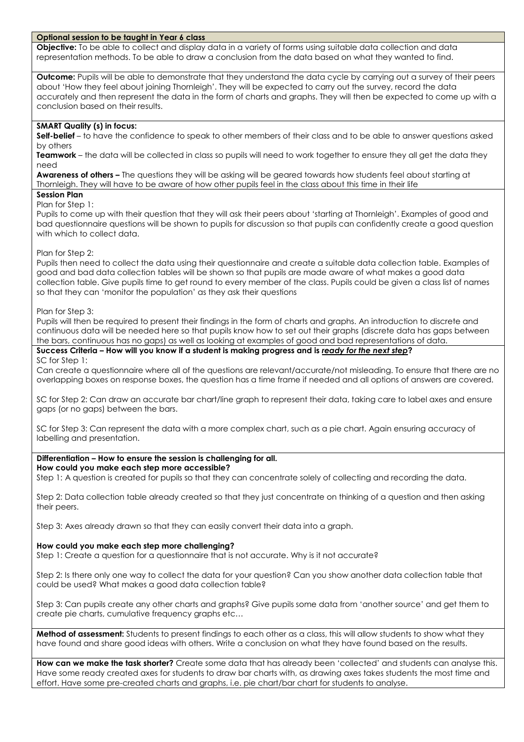**Optional session to be taught in Year 6 class**

**Objective:** To be able to collect and display data in a variety of forms using suitable data collection and data representation methods. To be able to draw a conclusion from the data based on what they wanted to find.

**Outcome:** Pupils will be able to demonstrate that they understand the data cycle by carrying out a survey of their peers about 'How they feel about joining Thornleigh'. They will be expected to carry out the survey, record the data accurately and then represent the data in the form of charts and graphs. They will then be expected to come up with a conclusion based on their results.

**SMART Quality (s) in focus:**

**Self-belief** – to have the confidence to speak to other members of their class and to be able to answer questions asked by others

**Teamwork** – the data will be collected in class so pupils will need to work together to ensure they all get the data they need

**Awareness of others –** The questions they will be asking will be geared towards how students feel about starting at Thornleigh. They will have to be aware of how other pupils feel in the class about this time in their life

**Session Plan**

Plan for Step 1:

Pupils to come up with their question that they will ask their peers about 'starting at Thornleigh'. Examples of good and bad questionnaire questions will be shown to pupils for discussion so that pupils can confidently create a good question with which to collect data.

Plan for Step 2:

Pupils then need to collect the data using their questionnaire and create a suitable data collection table. Examples of good and bad data collection tables will be shown so that pupils are made aware of what makes a good data collection table. Give pupils time to get round to every member of the class. Pupils could be given a class list of names so that they can 'monitor the population' as they ask their questions

Plan for Step 3:

Pupils will then be required to present their findings in the form of charts and graphs. An introduction to discrete and continuous data will be needed here so that pupils know how to set out their graphs (discrete data has gaps between the bars, continuous has no gaps) as well as looking at examples of good and bad representations of data.

**Success Criteria – How will you know if a student is making progress and is *ready for the next step*?**

SC for Step 1:

Can create a questionnaire where all of the questions are relevant/accurate/not misleading. To ensure that there are no overlapping boxes on response boxes, the question has a time frame if needed and all options of answers are covered.

SC for Step 2: Can draw an accurate bar chart/line graph to represent their data, taking care to label axes and ensure gaps (or no gaps) between the bars.

SC for Step 3: Can represent the data with a more complex chart, such as a pie chart. Again ensuring accuracy of labelling and presentation.

**Differentiation – How to ensure the session is challenging for all.**

**How could you make each step more accessible?**

Step 1: A question is created for pupils so that they can concentrate solely of collecting and recording the data.

Step 2: Data collection table already created so that they just concentrate on thinking of a question and then asking their peers.

Step 3: Axes already drawn so that they can easily convert their data into a graph.

**How could you make each step more challenging?**

Step 1: Create a question for a questionnaire that is not accurate. Why is it not accurate?

Step 2: Is there only one way to collect the data for your question? Can you show another data collection table that could be used? What makes a good data collection table?

Step 3: Can pupils create any other charts and graphs? Give pupils some data from 'another source' and get them to create pie charts, cumulative frequency graphs etc…

**Method of assessment:** Students to present findings to each other as a class, this will allow students to show what they have found and share good ideas with others. Write a conclusion on what they have found based on the results.

**How can we make the task shorter?** Create some data that has already been 'collected' and students can analyse this. Have some ready created axes for students to draw bar charts with, as drawing axes takes students the most time and effort. Have some pre-created charts and graphs, i.e. pie chart/bar chart for students to analyse.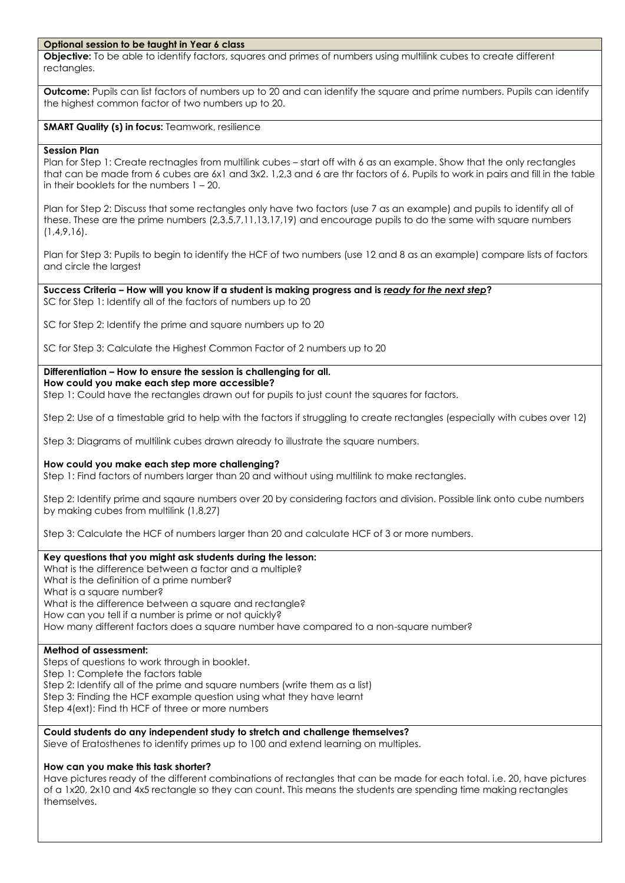**Optional session to be taught in Year 6 class**

**Objective:** To be able to identify factors, squares and primes of numbers using multilink cubes to create different rectangles.

**Outcome:** Pupils can list factors of numbers up to 20 and can identify the square and prime numbers. Pupils can identify the highest common factor of two numbers up to 20.

**SMART Quality (s) in focus:** Teamwork, resilience

**Session Plan**

Plan for Step 1: Create rectnagles from multilink cubes – start off with 6 as an example. Show that the only rectangles that can be made from 6 cubes are 6x1 and 3x2. 1,2,3 and 6 are thr factors of 6. Pupils to work in pairs and fill in the table in their booklets for the numbers 1 – 20.

Plan for Step 2: Discuss that some rectangles only have two factors (use 7 as an example) and pupils to identify all of these. These are the prime numbers (2,3,5,7,11,13,17,19) and encourage pupils to do the same with square numbers (1,4,9,16).

Plan for Step 3: Pupils to begin to identify the HCF of two numbers (use 12 and 8 as an example) compare lists of factors and circle the largest

**Success Criteria – How will you know if a student is making progress and is *ready for the next step*?**

SC for Step 1: Identify all of the factors of numbers up to 20

SC for Step 2: Identify the prime and square numbers up to 20

SC for Step 3: Calculate the Highest Common Factor of 2 numbers up to 20

**Differentiation – How to ensure the session is challenging for all.**

**How could you make each step more accessible?**

Step 1: Could have the rectangles drawn out for pupils to just count the squares for factors.

Step 2: Use of a timestable grid to help with the factors if struggling to create rectangles (especially with cubes over 12)

Step 3: Diagrams of multilink cubes drawn already to illustrate the square numbers.

**How could you make each step more challenging?**

Step 1: Find factors of numbers larger than 20 and without using multilink to make rectangles.

Step 2: Identify prime and sqaure numbers over 20 by considering factors and division. Possible link onto cube numbers by making cubes from multilink (1,8,27)

Step 3: Calculate the HCF of numbers larger than 20 and calculate HCF of 3 or more numbers.

**Key questions that you might ask students during the lesson:**

What is the difference between a factor and a multiple?
What is the definition of a prime number?
What is a square number?
What is the difference between a square and rectangle?
How can you tell if a number is prime or not quickly?
How many different factors does a square number have compared to a non-square number?

**Method of assessment:**

Steps of questions to work through in booklet.
Step 1: Complete the factors table
Step 2: Identify all of the prime and square numbers (write them as a list)
Step 3: Finding the HCF example question using what they have learnt
Step 4(ext): Find th HCF of three or more numbers

**Could students do any independent study to stretch and challenge themselves?**

Sieve of Eratosthenes to identify primes up to 100 and extend learning on multiples.

**How can you make this task shorter?**

Have pictures ready of the different combinations of rectangles that can be made for each total. i.e. 20, have pictures of a 1x20, 2x10 and 4x5 rectangle so they can count. This means the students are spending time making rectangles themselves.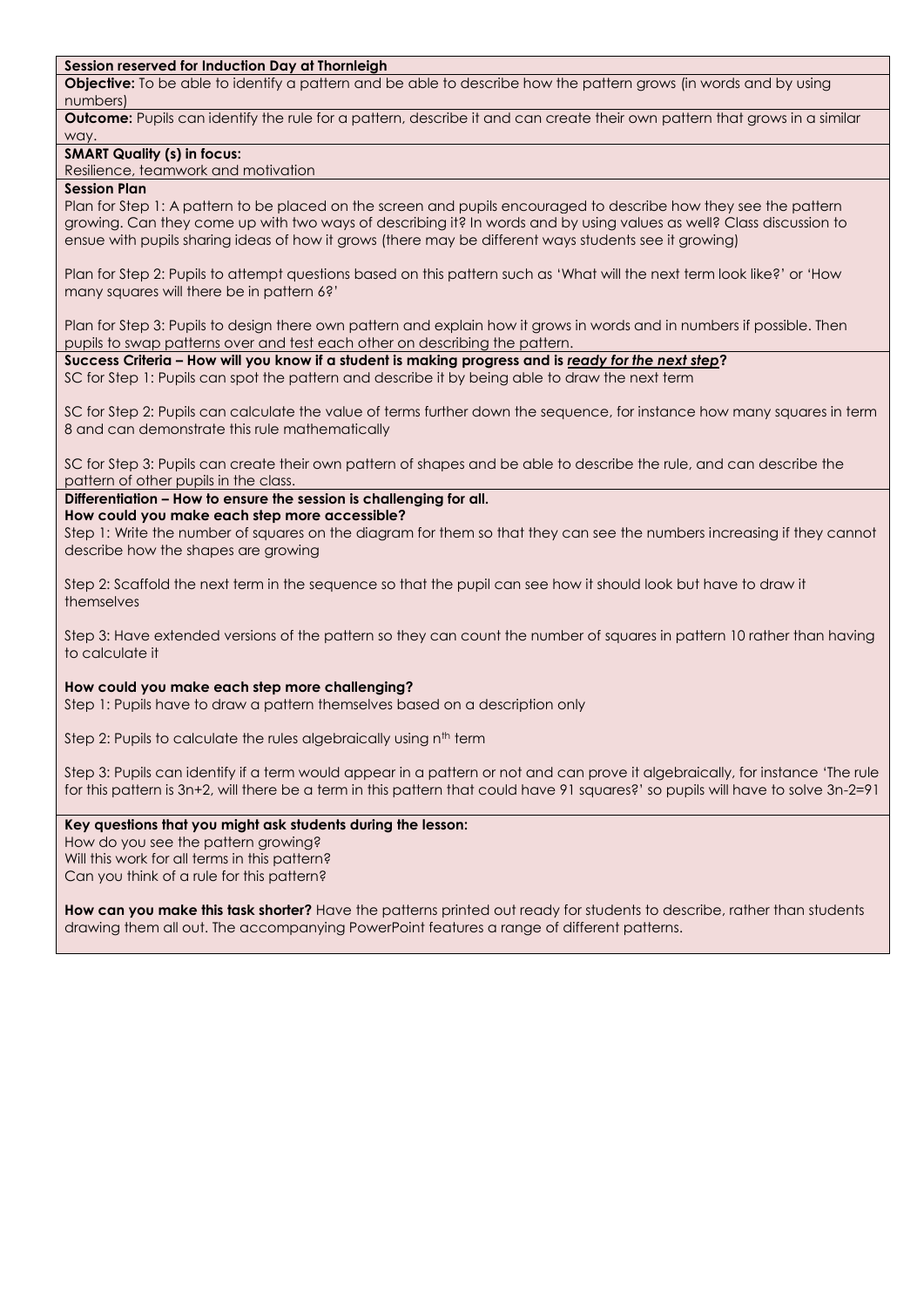**Session reserved for Induction Day at Thornleigh**

**Objective:** To be able to identify a pattern and be able to describe how the pattern grows (in words and by using numbers)

**Outcome:** Pupils can identify the rule for a pattern, describe it and can create their own pattern that grows in a similar way.

**SMART Quality (s) in focus:**

Resilience, teamwork and motivation

**Session Plan**

Plan for Step 1: A pattern to be placed on the screen and pupils encouraged to describe how they see the pattern growing. Can they come up with two ways of describing it? In words and by using values as well? Class discussion to ensue with pupils sharing ideas of how it grows (there may be different ways students see it growing)

Plan for Step 2: Pupils to attempt questions based on this pattern such as 'What will the next term look like?' or 'How many squares will there be in pattern 6?'

Plan for Step 3: Pupils to design there own pattern and explain how it grows in words and in numbers if possible. Then pupils to swap patterns over and test each other on describing the pattern.

**Success Criteria – How will you know if a student is making progress and is *ready for the next step*?**

SC for Step 1: Pupils can spot the pattern and describe it by being able to draw the next term

SC for Step 2: Pupils can calculate the value of terms further down the sequence, for instance how many squares in term 8 and can demonstrate this rule mathematically

SC for Step 3: Pupils can create their own pattern of shapes and be able to describe the rule, and can describe the pattern of other pupils in the class.

**Differentiation – How to ensure the session is challenging for all.**

**How could you make each step more accessible?**

Step 1: Write the number of squares on the diagram for them so that they can see the numbers increasing if they cannot describe how the shapes are growing

Step 2: Scaffold the next term in the sequence so that the pupil can see how it should look but have to draw it themselves

Step 3: Have extended versions of the pattern so they can count the number of squares in pattern 10 rather than having to calculate it

**How could you make each step more challenging?**

Step 1: Pupils have to draw a pattern themselves based on a description only

Step 2: Pupils to calculate the rules algebraically using $n^{th}$ term

Step 3: Pupils can identify if a term would appear in a pattern or not and can prove it algebraically, for instance 'The rule for this pattern is $3n+2$, will there be a term in this pattern that could have 91 squares?' so pupils will have to solve $3n-2=91$

**Key questions that you might ask students during the lesson:**

How do you see the pattern growing?

Will this work for all terms in this pattern?

Can you think of a rule for this pattern?

**How can you make this task shorter?** Have the patterns printed out ready for students to describe, rather than students drawing them all out. The accompanying PowerPoint features a range of different patterns.